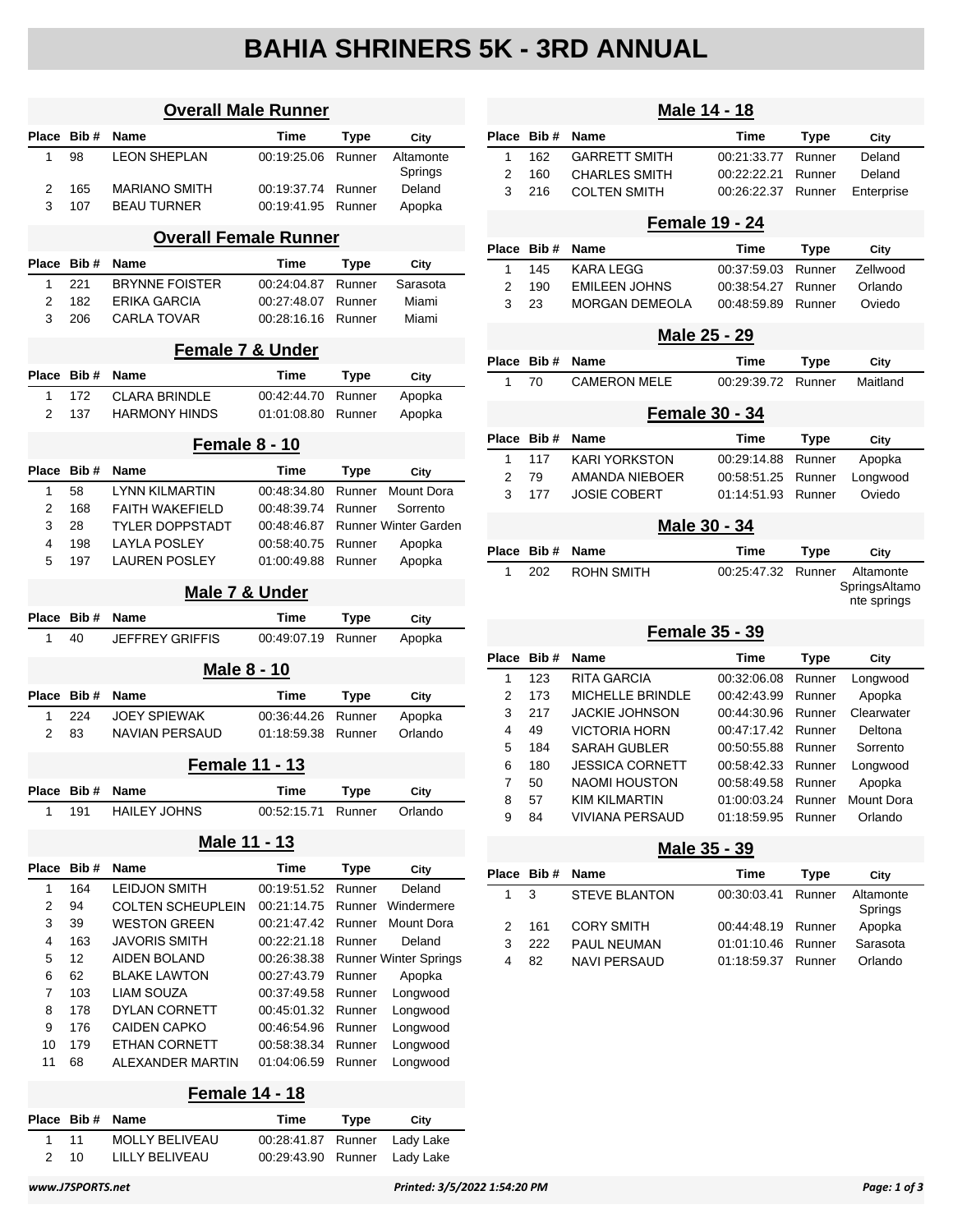# BAHIA SHRINERS 5K - 3RD ANNUAL

## Overall Male Runner

| Place | Bib # | Name | Time | Type | City |
|---|---|---|---|---|---|
| 1 | 98 | LEON SHEPLAN | 00:19:25.06 | Runner | Altamonte Springs |
| 2 | 165 | MARIANO SMITH | 00:19:37.74 | Runner | Deland |
| 3 | 107 | BEAU TURNER | 00:19:41.95 | Runner | Apopka |

## Overall Female Runner

| Place | Bib # | Name | Time | Type | City |
|---|---|---|---|---|---|
| 1 | 221 | BRYNNE FOISTER | 00:24:04.87 | Runner | Sarasota |
| 2 | 182 | ERIKA GARCIA | 00:27:48.07 | Runner | Miami |
| 3 | 206 | CARLA TOVAR | 00:28:16.16 | Runner | Miami |

## Female 7 & Under

| Place | Bib # | Name | Time | Type | City |
|---|---|---|---|---|---|
| 1 | 172 | CLARA BRINDLE | 00:42:44.70 | Runner | Apopka |
| 2 | 137 | HARMONY HINDS | 01:01:08.80 | Runner | Apopka |

## Female 8 - 10

| Place | Bib # | Name | Time | Type | City |
|---|---|---|---|---|---|
| 1 | 58 | LYNN KILMARTIN | 00:48:34.80 | Runner | Mount Dora |
| 2 | 168 | FAITH WAKEFIELD | 00:48:39.74 | Runner | Sorrento |
| 3 | 28 | TYLER DOPPSTADT | 00:48:46.87 | Runner | Winter Garden |
| 4 | 198 | LAYLA POSLEY | 00:58:40.75 | Runner | Apopka |
| 5 | 197 | LAUREN POSLEY | 01:00:49.88 | Runner | Apopka |

## Male 7 & Under

| Place | Bib # | Name | Time | Type | City |
|---|---|---|---|---|---|
| 1 | 40 | JEFFREY GRIFFIS | 00:49:07.19 | Runner | Apopka |

## Male 8 - 10

| Place | Bib # | Name | Time | Type | City |
|---|---|---|---|---|---|
| 1 | 224 | JOEY SPIEWAK | 00:36:44.26 | Runner | Apopka |
| 2 | 83 | NAVIAN PERSAUD | 01:18:59.38 | Runner | Orlando |

## Female 11 - 13

| Place | Bib # | Name | Time | Type | City |
|---|---|---|---|---|---|
| 1 | 191 | HAILEY JOHNS | 00:52:15.71 | Runner | Orlando |

## Male 11 - 13

| Place | Bib # | Name | Time | Type | City |
|---|---|---|---|---|---|
| 1 | 164 | LEIDJON SMITH | 00:19:51.52 | Runner | Deland |
| 2 | 94 | COLTEN SCHEUPLEIN | 00:21:14.75 | Runner | Windermere |
| 3 | 39 | WESTON GREEN | 00:21:47.42 | Runner | Mount Dora |
| 4 | 163 | JAVORIS SMITH | 00:22:21.18 | Runner | Deland |
| 5 | 12 | AIDEN BOLAND | 00:26:38.38 | Runner | Winter Springs |
| 6 | 62 | BLAKE LAWTON | 00:27:43.79 | Runner | Apopka |
| 7 | 103 | LIAM SOUZA | 00:37:49.58 | Runner | Longwood |
| 8 | 178 | DYLAN CORNETT | 00:45:01.32 | Runner | Longwood |
| 9 | 176 | CAIDEN CAPKO | 00:46:54.96 | Runner | Longwood |
| 10 | 179 | ETHAN CORNETT | 00:58:38.34 | Runner | Longwood |
| 11 | 68 | ALEXANDER MARTIN | 01:04:06.59 | Runner | Longwood |

## Female 14 - 18

| Place | Bib # | Name | Time | Type | City |
|---|---|---|---|---|---|
| 1 | 11 | MOLLY BELIVEAU | 00:28:41.87 | Runner | Lady Lake |
| 2 | 10 | LILLY BELIVEAU | 00:29:43.90 | Runner | Lady Lake |

## Male 14 - 18

| Place | Bib # | Name | Time | Type | City |
|---|---|---|---|---|---|
| 1 | 162 | GARRETT SMITH | 00:21:33.77 | Runner | Deland |
| 2 | 160 | CHARLES SMITH | 00:22:22.21 | Runner | Deland |
| 3 | 216 | COLTEN SMITH | 00:26:22.37 | Runner | Enterprise |

## Female 19 - 24

| Place | Bib # | Name | Time | Type | City |
|---|---|---|---|---|---|
| 1 | 145 | KARA LEGG | 00:37:59.03 | Runner | Zellwood |
| 2 | 190 | EMILEEN JOHNS | 00:38:54.27 | Runner | Orlando |
| 3 | 23 | MORGAN DEMEOLA | 00:48:59.89 | Runner | Oviedo |

## Male 25 - 29

| Place | Bib # | Name | Time | Type | City |
|---|---|---|---|---|---|
| 1 | 70 | CAMERON MELE | 00:29:39.72 | Runner | Maitland |

## Female 30 - 34

| Place | Bib # | Name | Time | Type | City |
|---|---|---|---|---|---|
| 1 | 117 | KARI YORKSTON | 00:29:14.88 | Runner | Apopka |
| 2 | 79 | AMANDA NIEBOER | 00:58:51.25 | Runner | Longwood |
| 3 | 177 | JOSIE COBERT | 01:14:51.93 | Runner | Oviedo |

## Male 30 - 34

| Place | Bib # | Name | Time | Type | City |
|---|---|---|---|---|---|
| 1 | 202 | ROHN SMITH | 00:25:47.32 | Runner | Altamonte SpringsAltamonte springs |

## Female 35 - 39

| Place | Bib # | Name | Time | Type | City |
|---|---|---|---|---|---|
| 1 | 123 | RITA GARCIA | 00:32:06.08 | Runner | Longwood |
| 2 | 173 | MICHELLE BRINDLE | 00:42:43.99 | Runner | Apopka |
| 3 | 217 | JACKIE JOHNSON | 00:44:30.96 | Runner | Clearwater |
| 4 | 49 | VICTORIA HORN | 00:47:17.42 | Runner | Deltona |
| 5 | 184 | SARAH GUBLER | 00:50:55.88 | Runner | Sorrento |
| 6 | 180 | JESSICA CORNETT | 00:58:42.33 | Runner | Longwood |
| 7 | 50 | NAOMI HOUSTON | 00:58:49.58 | Runner | Apopka |
| 8 | 57 | KIM KILMARTIN | 01:00:03.24 | Runner | Mount Dora |
| 9 | 84 | VIVIANA PERSAUD | 01:18:59.95 | Runner | Orlando |

## Male 35 - 39

| Place | Bib # | Name | Time | Type | City |
|---|---|---|---|---|---|
| 1 | 3 | STEVE BLANTON | 00:30:03.41 | Runner | Altamonte Springs |
| 2 | 161 | CORY SMITH | 00:44:48.19 | Runner | Apopka |
| 3 | 222 | PAUL NEUMAN | 01:01:10.46 | Runner | Sarasota |
| 4 | 82 | NAVI PERSAUD | 01:18:59.37 | Runner | Orlando |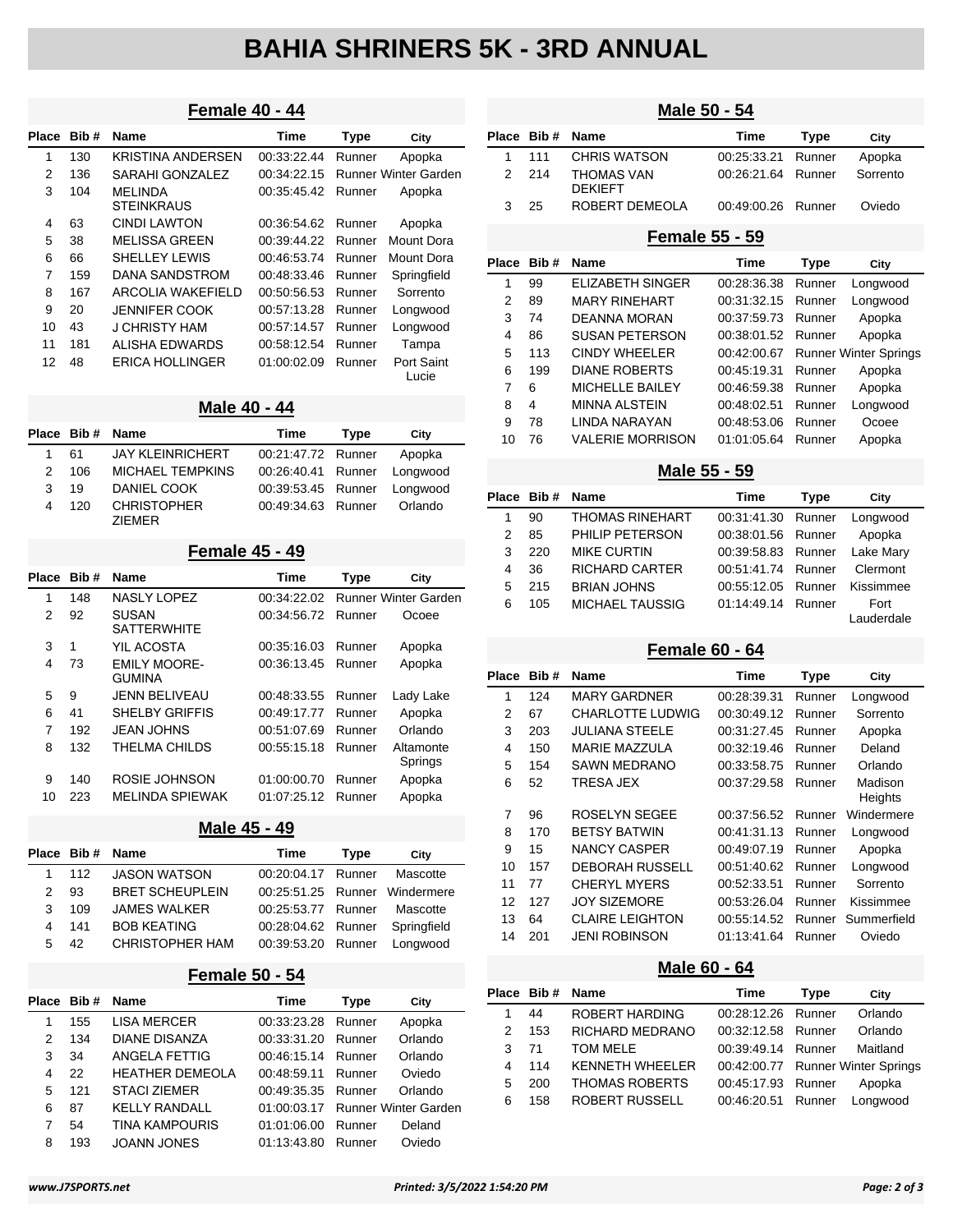# BAHIA SHRINERS 5K - 3RD ANNUAL

## Female 40 - 44

| Place | Bib # | Name | Time | Type | City |
|---|---|---|---|---|---|
| 1 | 130 | KRISTINA ANDERSEN | 00:33:22.44 | Runner | Apopka |
| 2 | 136 | SARAHI GONZALEZ | 00:34:22.15 | Runner | Winter Garden |
| 3 | 104 | MELINDA STEINKRAUS | 00:35:45.42 | Runner | Apopka |
| 4 | 63 | CINDI LAWTON | 00:36:54.62 | Runner | Apopka |
| 5 | 38 | MELISSA GREEN | 00:39:44.22 | Runner | Mount Dora |
| 6 | 66 | SHELLEY LEWIS | 00:46:53.74 | Runner | Mount Dora |
| 7 | 159 | DANA SANDSTROM | 00:48:33.46 | Runner | Springfield |
| 8 | 167 | ARCOLIA WAKEFIELD | 00:50:56.53 | Runner | Sorrento |
| 9 | 20 | JENNIFER COOK | 00:57:13.28 | Runner | Longwood |
| 10 | 43 | J CHRISTY HAM | 00:57:14.57 | Runner | Longwood |
| 11 | 181 | ALISHA EDWARDS | 00:58:12.54 | Runner | Tampa |
| 12 | 48 | ERICA HOLLINGER | 01:00:02.09 | Runner | Port Saint Lucie |

## Male 40 - 44

| Place | Bib # | Name | Time | Type | City |
|---|---|---|---|---|---|
| 1 | 61 | JAY KLEINRICHERT | 00:21:47.72 | Runner | Apopka |
| 2 | 106 | MICHAEL TEMPKINS | 00:26:40.41 | Runner | Longwood |
| 3 | 19 | DANIEL COOK | 00:39:53.45 | Runner | Longwood |
| 4 | 120 | CHRISTOPHER ZIEMER | 00:49:34.63 | Runner | Orlando |

## Female 45 - 49

| Place | Bib # | Name | Time | Type | City |
|---|---|---|---|---|---|
| 1 | 148 | NASLY LOPEZ | 00:34:22.02 | Runner | Winter Garden |
| 2 | 92 | SUSAN SATTERWHITE | 00:34:56.72 | Runner | Ocoee |
| 3 | 1 | YIL ACOSTA | 00:35:16.03 | Runner | Apopka |
| 4 | 73 | EMILY MOORE-GUMINA | 00:36:13.45 | Runner | Apopka |
| 5 | 9 | JENN BELIVEAU | 00:48:33.55 | Runner | Lady Lake |
| 6 | 41 | SHELBY GRIFFIS | 00:49:17.77 | Runner | Apopka |
| 7 | 192 | JEAN JOHNS | 00:51:07.69 | Runner | Orlando |
| 8 | 132 | THELMA CHILDS | 00:55:15.18 | Runner | Altamonte Springs |
| 9 | 140 | ROSIE JOHNSON | 01:00:00.70 | Runner | Apopka |
| 10 | 223 | MELINDA SPIEWAK | 01:07:25.12 | Runner | Apopka |

## Male 45 - 49

| Place | Bib # | Name | Time | Type | City |
|---|---|---|---|---|---|
| 1 | 112 | JASON WATSON | 00:20:04.17 | Runner | Mascotte |
| 2 | 93 | BRET SCHEUPLEIN | 00:25:51.25 | Runner | Windermere |
| 3 | 109 | JAMES WALKER | 00:25:53.77 | Runner | Mascotte |
| 4 | 141 | BOB KEATING | 00:28:04.62 | Runner | Springfield |
| 5 | 42 | CHRISTOPHER HAM | 00:39:53.20 | Runner | Longwood |

## Female 50 - 54

| Place | Bib # | Name | Time | Type | City |
|---|---|---|---|---|---|
| 1 | 155 | LISA MERCER | 00:33:23.28 | Runner | Apopka |
| 2 | 134 | DIANE DISANZA | 00:33:31.20 | Runner | Orlando |
| 3 | 34 | ANGELA FETTIG | 00:46:15.14 | Runner | Orlando |
| 4 | 22 | HEATHER DEMEOLA | 00:48:59.11 | Runner | Oviedo |
| 5 | 121 | STACI ZIEMER | 00:49:35.35 | Runner | Orlando |
| 6 | 87 | KELLY RANDALL | 01:00:03.17 | Runner | Winter Garden |
| 7 | 54 | TINA KAMPOURIS | 01:01:06.00 | Runner | Deland |
| 8 | 193 | JOANN JONES | 01:13:43.80 | Runner | Oviedo |

## Male 50 - 54

| Place | Bib # | Name | Time | Type | City |
|---|---|---|---|---|---|
| 1 | 111 | CHRIS WATSON | 00:25:33.21 | Runner | Apopka |
| 2 | 214 | THOMAS VAN DEKIEFT | 00:26:21.64 | Runner | Sorrento |
| 3 | 25 | ROBERT DEMEOLA | 00:49:00.26 | Runner | Oviedo |

## Female 55 - 59

| Place | Bib # | Name | Time | Type | City |
|---|---|---|---|---|---|
| 1 | 99 | ELIZABETH SINGER | 00:28:36.38 | Runner | Longwood |
| 2 | 89 | MARY RINEHART | 00:31:32.15 | Runner | Longwood |
| 3 | 74 | DEANNA MORAN | 00:37:59.73 | Runner | Apopka |
| 4 | 86 | SUSAN PETERSON | 00:38:01.52 | Runner | Apopka |
| 5 | 113 | CINDY WHEELER | 00:42:00.67 | Runner | Winter Springs |
| 6 | 199 | DIANE ROBERTS | 00:45:19.31 | Runner | Apopka |
| 7 | 6 | MICHELLE BAILEY | 00:46:59.38 | Runner | Apopka |
| 8 | 4 | MINNA ALSTEIN | 00:48:02.51 | Runner | Longwood |
| 9 | 78 | LINDA NARAYAN | 00:48:53.06 | Runner | Ocoee |
| 10 | 76 | VALERIE MORRISON | 01:01:05.64 | Runner | Apopka |

## Male 55 - 59

| Place | Bib # | Name | Time | Type | City |
|---|---|---|---|---|---|
| 1 | 90 | THOMAS RINEHART | 00:31:41.30 | Runner | Longwood |
| 2 | 85 | PHILIP PETERSON | 00:38:01.56 | Runner | Apopka |
| 3 | 220 | MIKE CURTIN | 00:39:58.83 | Runner | Lake Mary |
| 4 | 36 | RICHARD CARTER | 00:51:41.74 | Runner | Clermont |
| 5 | 215 | BRIAN JOHNS | 00:55:12.05 | Runner | Kissimmee |
| 6 | 105 | MICHAEL TAUSSIG | 01:14:49.14 | Runner | Fort Lauderdale |

## Female 60 - 64

| Place | Bib # | Name | Time | Type | City |
|---|---|---|---|---|---|
| 1 | 124 | MARY GARDNER | 00:28:39.31 | Runner | Longwood |
| 2 | 67 | CHARLOTTE LUDWIG | 00:30:49.12 | Runner | Sorrento |
| 3 | 203 | JULIANA STEELE | 00:31:27.45 | Runner | Apopka |
| 4 | 150 | MARIE MAZZULA | 00:32:19.46 | Runner | Deland |
| 5 | 154 | SAWN MEDRANO | 00:33:58.75 | Runner | Orlando |
| 6 | 52 | TRESA JEX | 00:37:29.58 | Runner | Madison Heights |
| 7 | 96 | ROSELYN SEGEE | 00:37:56.52 | Runner | Windermere |
| 8 | 170 | BETSY BATWIN | 00:41:31.13 | Runner | Longwood |
| 9 | 15 | NANCY CASPER | 00:49:07.19 | Runner | Apopka |
| 10 | 157 | DEBORAH RUSSELL | 00:51:40.62 | Runner | Longwood |
| 11 | 77 | CHERYL MYERS | 00:52:33.51 | Runner | Sorrento |
| 12 | 127 | JOY SIZEMORE | 00:53:26.04 | Runner | Kissimmee |
| 13 | 64 | CLAIRE LEIGHTON | 00:55:14.52 | Runner | Summerfield |
| 14 | 201 | JENI ROBINSON | 01:13:41.64 | Runner | Oviedo |

## Male 60 - 64

| Place | Bib # | Name | Time | Type | City |
|---|---|---|---|---|---|
| 1 | 44 | ROBERT HARDING | 00:28:12.26 | Runner | Orlando |
| 2 | 153 | RICHARD MEDRANO | 00:32:12.58 | Runner | Orlando |
| 3 | 71 | TOM MELE | 00:39:49.14 | Runner | Maitland |
| 4 | 114 | KENNETH WHEELER | 00:42:00.77 | Runner | Winter Springs |
| 5 | 200 | THOMAS ROBERTS | 00:45:17.93 | Runner | Apopka |
| 6 | 158 | ROBERT RUSSELL | 00:46:20.51 | Runner | Longwood |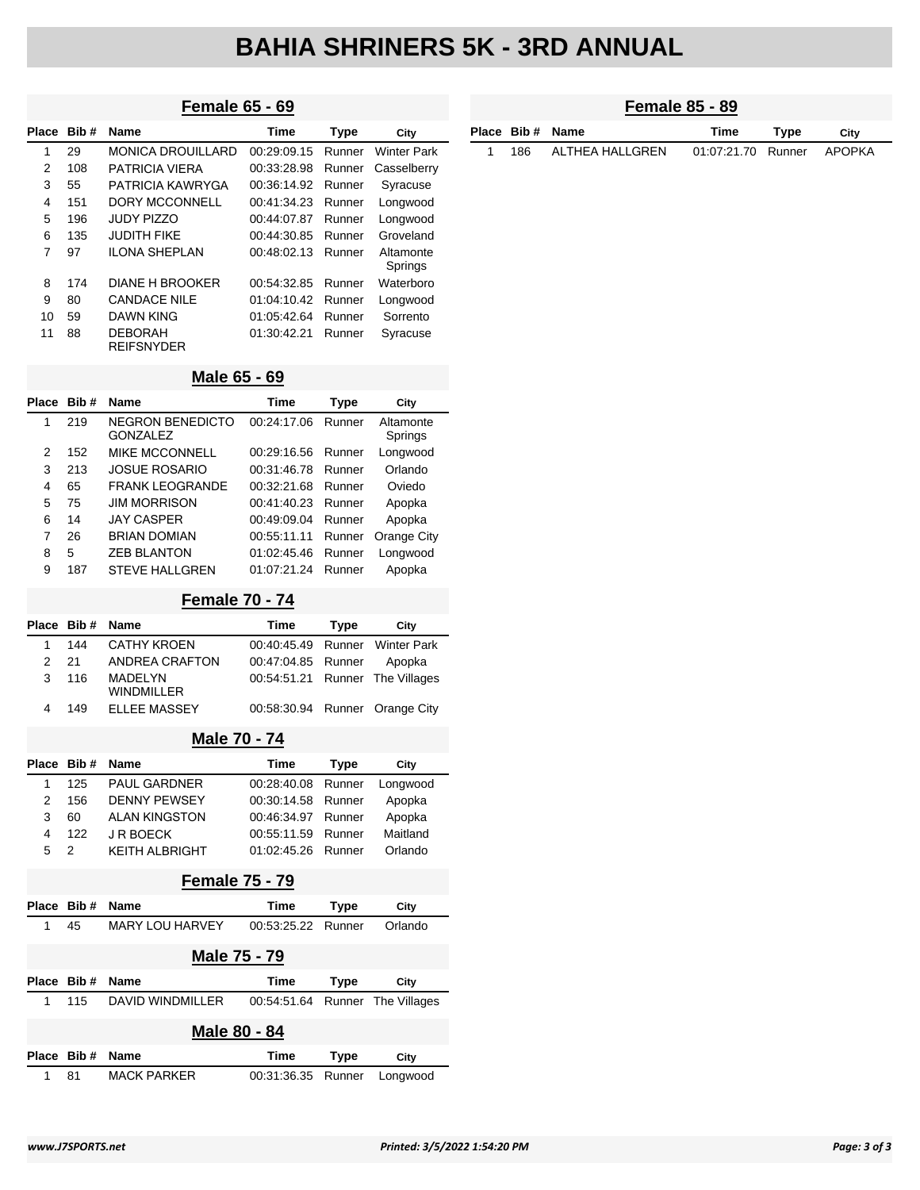# BAHIA SHRINERS 5K - 3RD ANNUAL

## Female 65 - 69

| Place | Bib # | Name | Time | Type | City |
|---|---|---|---|---|---|
| 1 | 29 | MONICA DROUILLARD | 00:29:09.15 | Runner | Winter Park |
| 2 | 108 | PATRICIA VIERA | 00:33:28.98 | Runner | Casselberry |
| 3 | 55 | PATRICIA KAWRYGA | 00:36:14.92 | Runner | Syracuse |
| 4 | 151 | DORY MCCONNELL | 00:41:34.23 | Runner | Longwood |
| 5 | 196 | JUDY PIZZO | 00:44:07.87 | Runner | Longwood |
| 6 | 135 | JUDITH FIKE | 00:44:30.85 | Runner | Groveland |
| 7 | 97 | ILONA SHEPLAN | 00:48:02.13 | Runner | Altamonte Springs |
| 8 | 174 | DIANE H BROOKER | 00:54:32.85 | Runner | Waterboro |
| 9 | 80 | CANDACE NILE | 01:04:10.42 | Runner | Longwood |
| 10 | 59 | DAWN KING | 01:05:42.64 | Runner | Sorrento |
| 11 | 88 | DEBORAH REIFSNYDER | 01:30:42.21 | Runner | Syracuse |

## Male 65 - 69

| Place | Bib # | Name | Time | Type | City |
|---|---|---|---|---|---|
| 1 | 219 | NEGRON BENEDICTO GONZALEZ | 00:24:17.06 | Runner | Altamonte Springs |
| 2 | 152 | MIKE MCCONNELL | 00:29:16.56 | Runner | Longwood |
| 3 | 213 | JOSUE ROSARIO | 00:31:46.78 | Runner | Orlando |
| 4 | 65 | FRANK LEOGRANDE | 00:32:21.68 | Runner | Oviedo |
| 5 | 75 | JIM MORRISON | 00:41:40.23 | Runner | Apopka |
| 6 | 14 | JAY CASPER | 00:49:09.04 | Runner | Apopka |
| 7 | 26 | BRIAN DOMIAN | 00:55:11.11 | Runner | Orange City |
| 8 | 5 | ZEB BLANTON | 01:02:45.46 | Runner | Longwood |
| 9 | 187 | STEVE HALLGREN | 01:07:21.24 | Runner | Apopka |

## Female 70 - 74

| Place | Bib # | Name | Time | Type | City |
|---|---|---|---|---|---|
| 1 | 144 | CATHY KROEN | 00:40:45.49 | Runner | Winter Park |
| 2 | 21 | ANDREA CRAFTON | 00:47:04.85 | Runner | Apopka |
| 3 | 116 | MADELYN WINDMILLER | 00:54:51.21 | Runner | The Villages |
| 4 | 149 | ELLEE MASSEY | 00:58:30.94 | Runner | Orange City |

## Male 70 - 74

| Place | Bib # | Name | Time | Type | City |
|---|---|---|---|---|---|
| 1 | 125 | PAUL GARDNER | 00:28:40.08 | Runner | Longwood |
| 2 | 156 | DENNY PEWSEY | 00:30:14.58 | Runner | Apopka |
| 3 | 60 | ALAN KINGSTON | 00:46:34.97 | Runner | Apopka |
| 4 | 122 | J R BOECK | 00:55:11.59 | Runner | Maitland |
| 5 | 2 | KEITH ALBRIGHT | 01:02:45.26 | Runner | Orlando |

## Female 75 - 79

| Place | Bib # | Name | Time | Type | City |
|---|---|---|---|---|---|
| 1 | 45 | MARY LOU HARVEY | 00:53:25.22 | Runner | Orlando |

## Male 75 - 79

| Place | Bib # | Name | Time | Type | City |
|---|---|---|---|---|---|
| 1 | 115 | DAVID WINDMILLER | 00:54:51.64 | Runner | The Villages |

## Male 80 - 84

| Place | Bib # | Name | Time | Type | City |
|---|---|---|---|---|---|
| 1 | 81 | MACK PARKER | 00:31:36.35 | Runner | Longwood |

## Female 85 - 89

| Place | Bib # | Name | Time | Type | City |
|---|---|---|---|---|---|
| 1 | 186 | ALTHEA HALLGREN | 01:07:21.70 | Runner | APOPKA |

www.J7SPORTS.net Printed: 3/5/2022 1:54:20 PM